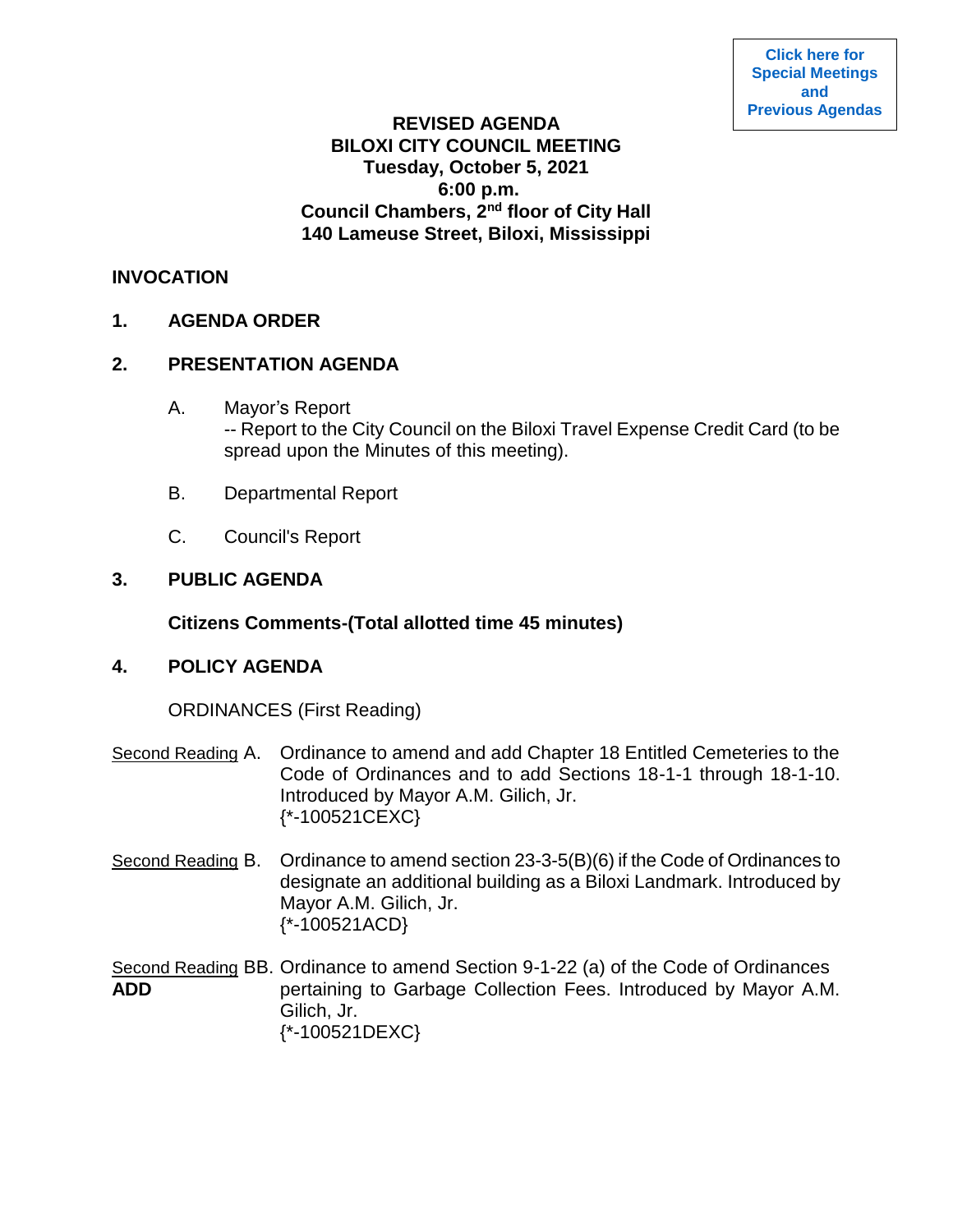Click here for Special Meetings and Previous Agendas

**REVISED AGENDA**
**BILOXI CITY COUNCIL MEETING**
**Tuesday, October 5, 2021**
**6:00 p.m.**
**Council Chambers, 2nd floor of City Hall**
**140 Lameuse Street, Biloxi, Mississippi**

## INVOCATION

## 1. AGENDA ORDER

## 2. PRESENTATION AGENDA

A. Mayor's Report
-- Report to the City Council on the Biloxi Travel Expense Credit Card (to be spread upon the Minutes of this meeting).

B. Departmental Report

C. Council's Report

## 3. PUBLIC AGENDA

**Citizens Comments-(Total allotted time 45 minutes)**

## 4. POLICY AGENDA

ORDINANCES (First Reading)

Second Reading A. Ordinance to amend and add Chapter 18 Entitled Cemeteries to the Code of Ordinances and to add Sections 18-1-1 through 18-1-10. Introduced by Mayor A.M. Gilich, Jr.
{*-100521CEXC}

Second Reading B. Ordinance to amend section 23-3-5(B)(6) if the Code of Ordinances to designate an additional building as a Biloxi Landmark. Introduced by Mayor A.M. Gilich, Jr.
{*-100521ACD}

Second Reading BB. Ordinance to amend Section 9-1-22 (a) of the Code of Ordinances pertaining to Garbage Collection Fees. Introduced by Mayor A.M. Gilich, Jr.
**ADD**
{*-100521DEXC}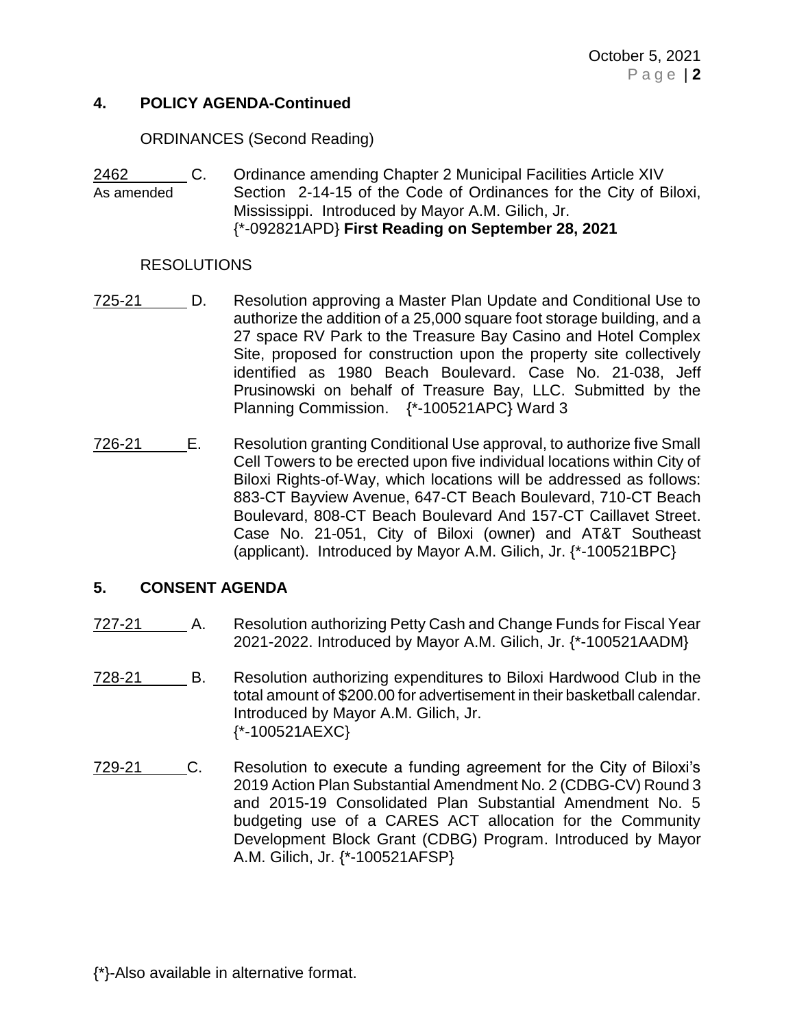## 4. POLICY AGENDA-Continued

ORDINANCES (Second Reading)

2462 C. Ordinance amending Chapter 2 Municipal Facilities Article XIV Section 2-14-15 of the Code of Ordinances for the City of Biloxi, Mississippi. Introduced by Mayor A.M. Gilich, Jr. {*-092821APD} **First Reading on September 28, 2021**

As amended

RESOLUTIONS

725-21 D. Resolution approving a Master Plan Update and Conditional Use to authorize the addition of a 25,000 square foot storage building, and a 27 space RV Park to the Treasure Bay Casino and Hotel Complex Site, proposed for construction upon the property site collectively identified as 1980 Beach Boulevard. Case No. 21-038, Jeff Prusinowski on behalf of Treasure Bay, LLC. Submitted by the Planning Commission. {*-100521APC} Ward 3

726-21 E. Resolution granting Conditional Use approval, to authorize five Small Cell Towers to be erected upon five individual locations within City of Biloxi Rights-of-Way, which locations will be addressed as follows: 883-CT Bayview Avenue, 647-CT Beach Boulevard, 710-CT Beach Boulevard, 808-CT Beach Boulevard And 157-CT Caillavet Street. Case No. 21-051, City of Biloxi (owner) and AT&T Southeast (applicant). Introduced by Mayor A.M. Gilich, Jr. {*-100521BPC}

## 5. CONSENT AGENDA

727-21 A. Resolution authorizing Petty Cash and Change Funds for Fiscal Year 2021-2022. Introduced by Mayor A.M. Gilich, Jr. {*-100521AADM}

728-21 B. Resolution authorizing expenditures to Biloxi Hardwood Club in the total amount of $200.00 for advertisement in their basketball calendar. Introduced by Mayor A.M. Gilich, Jr. {*-100521AEXC}

729-21 C. Resolution to execute a funding agreement for the City of Biloxi's 2019 Action Plan Substantial Amendment No. 2 (CDBG-CV) Round 3 and 2015-19 Consolidated Plan Substantial Amendment No. 5 budgeting use of a CARES ACT allocation for the Community Development Block Grant (CDBG) Program. Introduced by Mayor A.M. Gilich, Jr. {*-100521AFSP}

{*}-Also available in alternative format.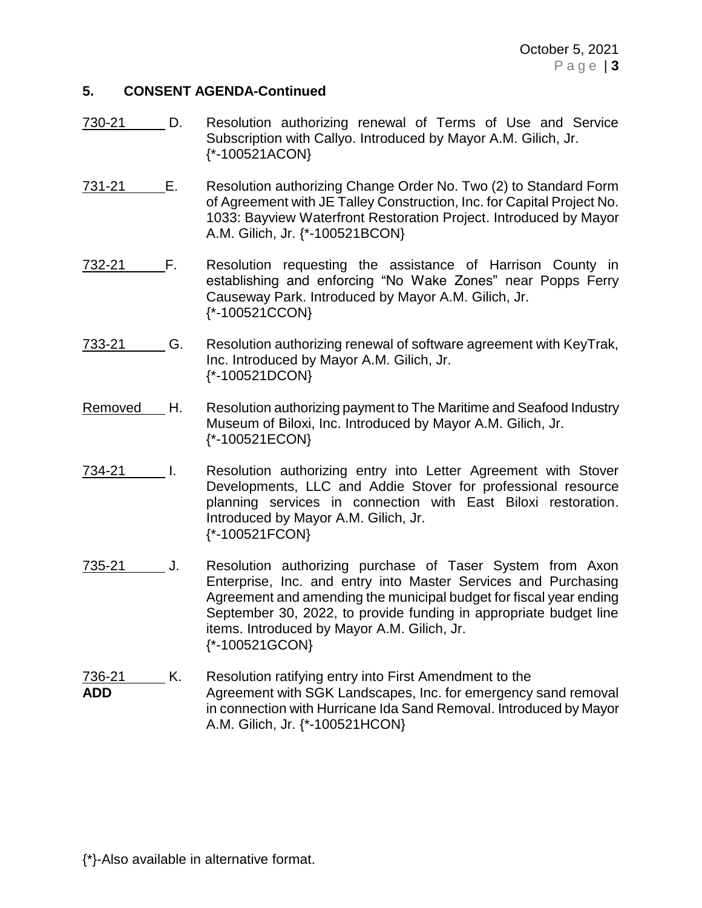## 5. CONSENT AGENDA-Continued

730-21 D. Resolution authorizing renewal of Terms of Use and Service Subscription with Callyo. Introduced by Mayor A.M. Gilich, Jr. {*-100521ACON}

731-21 E. Resolution authorizing Change Order No. Two (2) to Standard Form of Agreement with JE Talley Construction, Inc. for Capital Project No. 1033: Bayview Waterfront Restoration Project. Introduced by Mayor A.M. Gilich, Jr. {*-100521BCON}

732-21 F. Resolution requesting the assistance of Harrison County in establishing and enforcing "No Wake Zones" near Popps Ferry Causeway Park. Introduced by Mayor A.M. Gilich, Jr. {*-100521CCON}

733-21 G. Resolution authorizing renewal of software agreement with KeyTrak, Inc. Introduced by Mayor A.M. Gilich, Jr. {*-100521DCON}

Removed H. Resolution authorizing payment to The Maritime and Seafood Industry Museum of Biloxi, Inc. Introduced by Mayor A.M. Gilich, Jr. {*-100521ECON}

734-21 I. Resolution authorizing entry into Letter Agreement with Stover Developments, LLC and Addie Stover for professional resource planning services in connection with East Biloxi restoration. Introduced by Mayor A.M. Gilich, Jr. {*-100521FCON}

735-21 J. Resolution authorizing purchase of Taser System from Axon Enterprise, Inc. and entry into Master Services and Purchasing Agreement and amending the municipal budget for fiscal year ending September 30, 2022, to provide funding in appropriate budget line items. Introduced by Mayor A.M. Gilich, Jr. {*-100521GCON}

736-21 **ADD** K. Resolution ratifying entry into First Amendment to the Agreement with SGK Landscapes, Inc. for emergency sand removal in connection with Hurricane Ida Sand Removal. Introduced by Mayor A.M. Gilich, Jr. {*-100521HCON}

{*}-Also available in alternative format.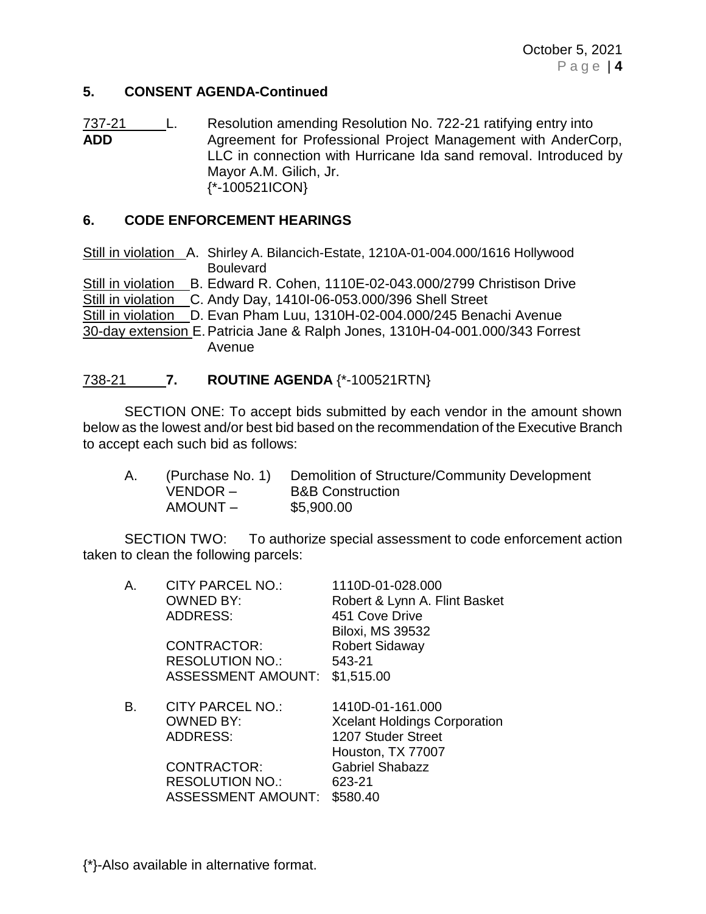## 5. CONSENT AGENDA-Continued

737-21 **ADD** L. Resolution amending Resolution No. 722-21 ratifying entry into Agreement for Professional Project Management with AnderCorp, LLC in connection with Hurricane Ida sand removal. Introduced by Mayor A.M. Gilich, Jr. {*-100521ICON}

## 6. CODE ENFORCEMENT HEARINGS

Still in violation A. Shirley A. Bilancich-Estate, 1210A-01-004.000/1616 Hollywood Boulevard

Still in violation B. Edward R. Cohen, 1110E-02-043.000/2799 Christison Drive

Still in violation C. Andy Day, 1410I-06-053.000/396 Shell Street

Still in violation D. Evan Pham Luu, 1310H-02-004.000/245 Benachi Avenue

30-day extension E. Patricia Jane & Ralph Jones, 1310H-04-001.000/343 Forrest Avenue

## 738-21 7. ROUTINE AGENDA {*-100521RTN}

SECTION ONE: To accept bids submitted by each vendor in the amount shown below as the lowest and/or best bid based on the recommendation of the Executive Branch to accept each such bid as follows:

| | | |
|---|---|---|
| A. | (Purchase No. 1) | Demolition of Structure/Community Development |
| | VENDOR – | B&B Construction |
| | AMOUNT – | $5,900.00 |

SECTION TWO: To authorize special assessment to code enforcement action taken to clean the following parcels:

| | | |
|---|---|---|
| A. | CITY PARCEL NO.: | 1110D-01-028.000 |
| | OWNED BY: | Robert & Lynn A. Flint Basket |
| | ADDRESS: | 451 Cove Drive<br>Biloxi, MS 39532 |
| | CONTRACTOR: | Robert Sidaway |
| | RESOLUTION NO.: | 543-21 |
| | ASSESSMENT AMOUNT: | $1,515.00 |
| B. | CITY PARCEL NO.: | 1410D-01-161.000 |
| | OWNED BY: | Xcelant Holdings Corporation |
| | ADDRESS: | 1207 Studer Street<br>Houston, TX 77007 |
| | CONTRACTOR: | Gabriel Shabazz |
| | RESOLUTION NO.: | 623-21 |
| | ASSESSMENT AMOUNT: | $580.40 |

{*}-Also available in alternative format.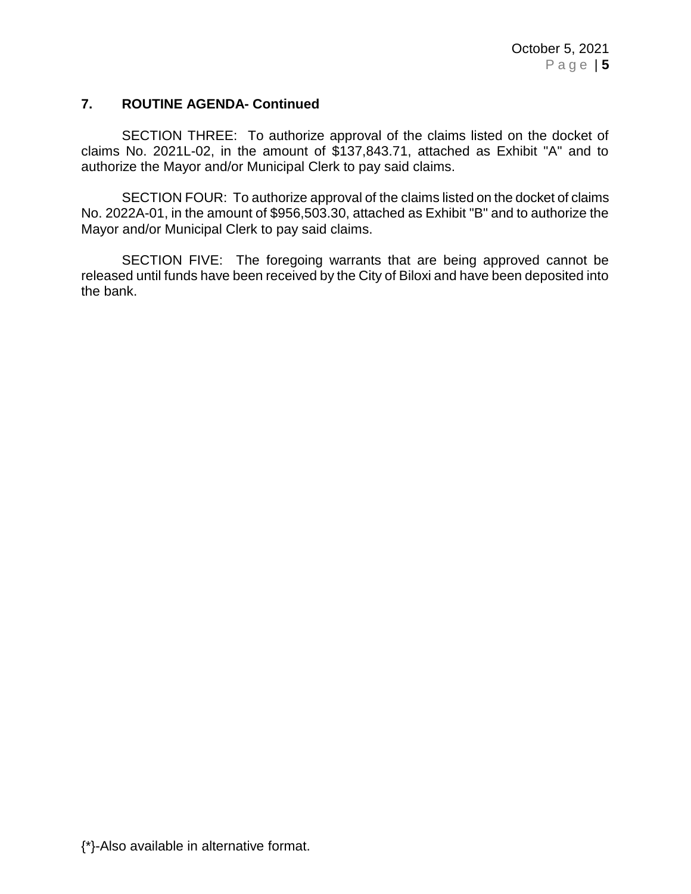## 7. ROUTINE AGENDA- Continued

SECTION THREE: To authorize approval of the claims listed on the docket of claims No. 2021L-02, in the amount of $137,843.71, attached as Exhibit "A" and to authorize the Mayor and/or Municipal Clerk to pay said claims.

SECTION FOUR: To authorize approval of the claims listed on the docket of claims No. 2022A-01, in the amount of $956,503.30, attached as Exhibit "B" and to authorize the Mayor and/or Municipal Clerk to pay said claims.

SECTION FIVE: The foregoing warrants that are being approved cannot be released until funds have been received by the City of Biloxi and have been deposited into the bank.